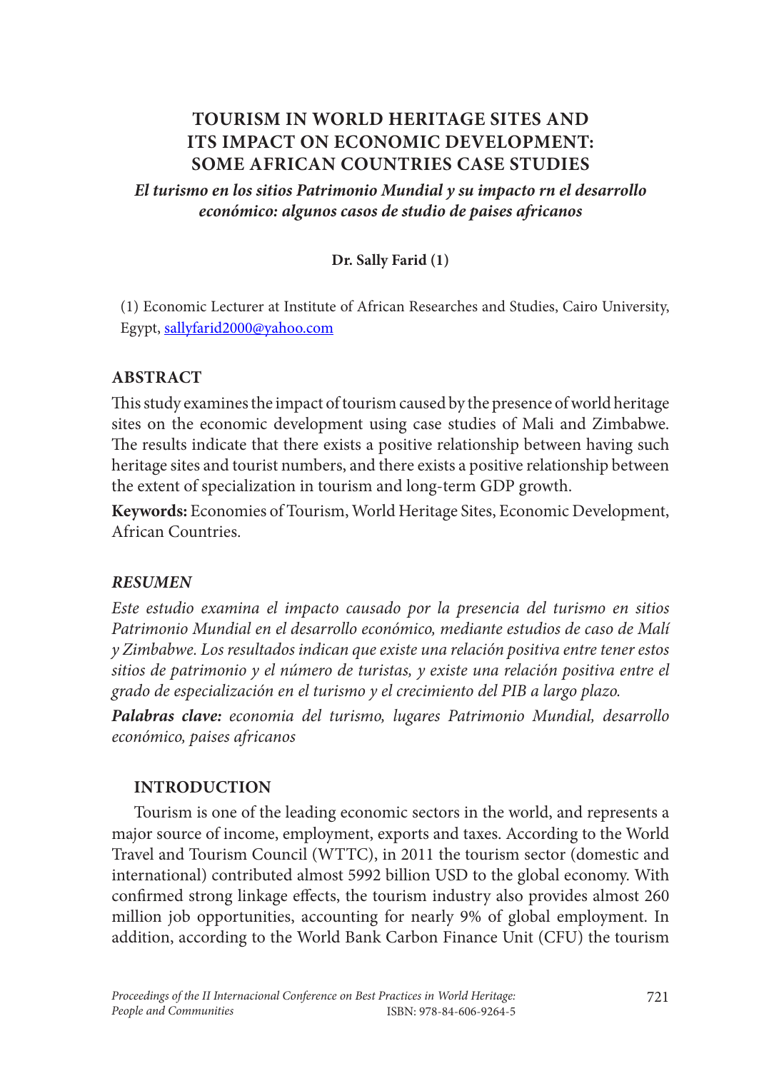# TOURISM IN WORLD HERITAGE SITES AND ITS IMPACT ON ECONOMIC DEVELOPMENT: SOME AFRICAN COUNTRIES CASE STUDIES

***El turismo en los sitios Patrimonio Mundial y su impacto rn el desarrollo económico: algunos casos de studio de paises africanos***

**Dr. Sally Farid (1)**

(1) Economic Lecturer at Institute of African Researches and Studies, Cairo University, Egypt, sallyfarid2000@yahoo.com

## ABSTRACT

This study examines the impact of tourism caused by the presence of world heritage sites on the economic development using case studies of Mali and Zimbabwe. The results indicate that there exists a positive relationship between having such heritage sites and tourist numbers, and there exists a positive relationship between the extent of specialization in tourism and long-term GDP growth.

**Keywords:** Economies of Tourism, World Heritage Sites, Economic Development, African Countries.

## *RESUMEN*

*Este estudio examina el impacto causado por la presencia del turismo en sitios Patrimonio Mundial en el desarrollo económico, mediante estudios de caso de Malí y Zimbabwe. Los resultados indican que existe una relación positiva entre tener estos sitios de patrimonio y el número de turistas, y existe una relación positiva entre el grado de especialización en el turismo y el crecimiento del PIB a largo plazo.*

***Palabras clave:*** *economia del turismo, lugares Patrimonio Mundial, desarrollo económico, paises africanos*

## INTRODUCTION

Tourism is one of the leading economic sectors in the world, and represents a major source of income, employment, exports and taxes. According to the World Travel and Tourism Council (WTTC), in 2011 the tourism sector (domestic and international) contributed almost 5992 billion USD to the global economy. With confirmed strong linkage effects, the tourism industry also provides almost 260 million job opportunities, accounting for nearly 9% of global employment. In addition, according to the World Bank Carbon Finance Unit (CFU) the tourism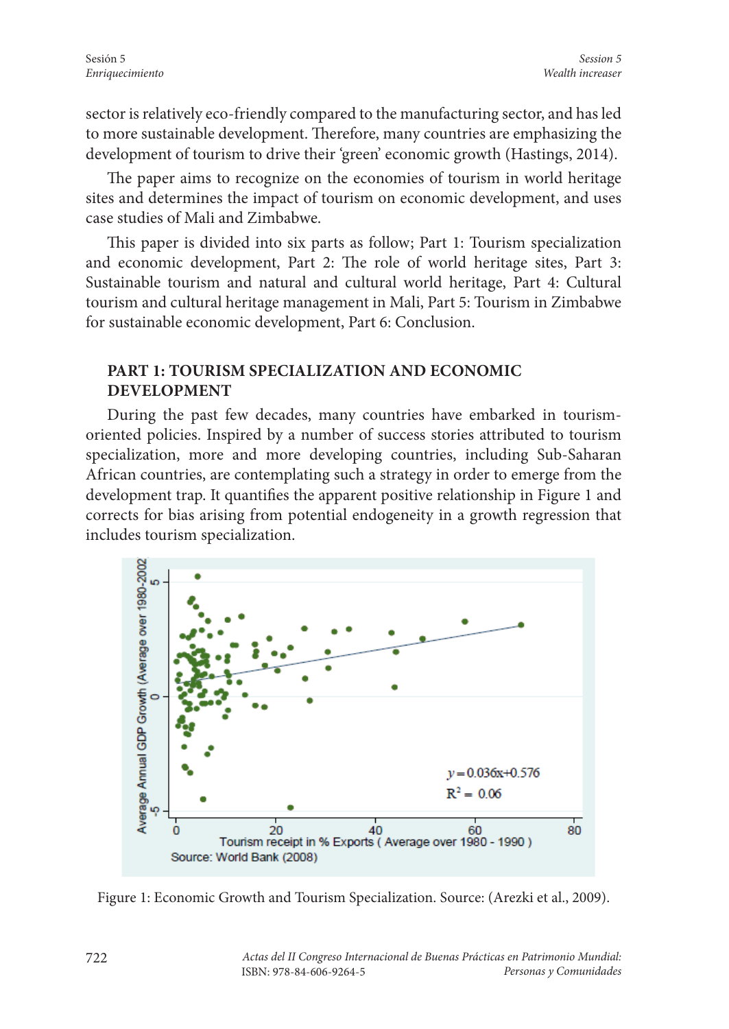sector is relatively eco-friendly compared to the manufacturing sector, and has led to more sustainable development. Therefore, many countries are emphasizing the development of tourism to drive their 'green' economic growth (Hastings, 2014).

The paper aims to recognize on the economies of tourism in world heritage sites and determines the impact of tourism on economic development, and uses case studies of Mali and Zimbabwe.

This paper is divided into six parts as follow; Part 1: Tourism specialization and economic development, Part 2: The role of world heritage sites, Part 3: Sustainable tourism and natural and cultural world heritage, Part 4: Cultural tourism and cultural heritage management in Mali, Part 5: Tourism in Zimbabwe for sustainable economic development, Part 6: Conclusion.

## PART 1: TOURISM SPECIALIZATION AND ECONOMIC DEVELOPMENT

During the past few decades, many countries have embarked in tourism-oriented policies. Inspired by a number of success stories attributed to tourism specialization, more and more developing countries, including Sub-Saharan African countries, are contemplating such a strategy in order to emerge from the development trap. It quantifies the apparent positive relationship in Figure 1 and corrects for bias arising from potential endogeneity in a growth regression that includes tourism specialization.

Figure 1: Economic Growth and Tourism Specialization. Source: (Arezki et al., 2009).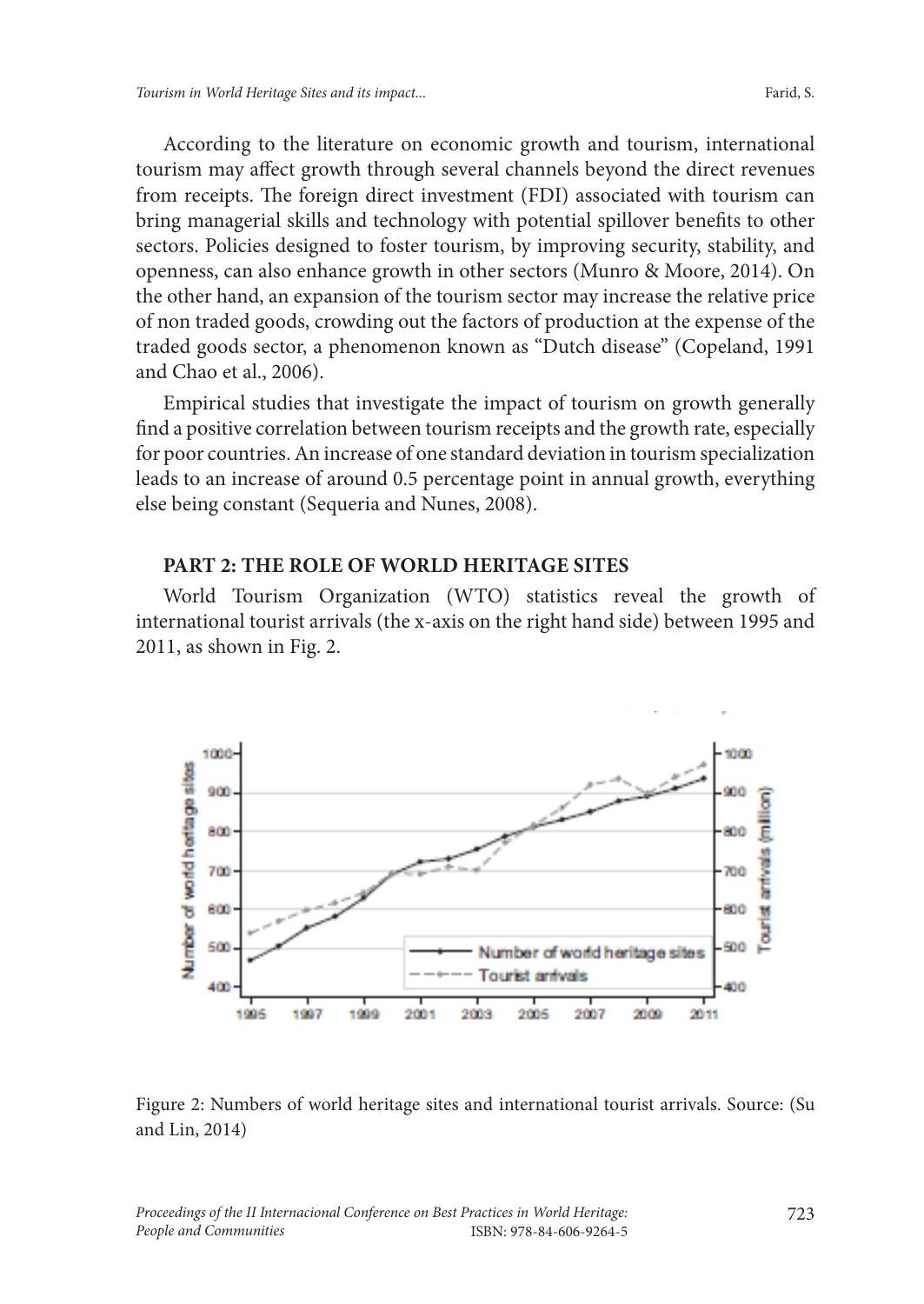According to the literature on economic growth and tourism, international tourism may affect growth through several channels beyond the direct revenues from receipts. The foreign direct investment (FDI) associated with tourism can bring managerial skills and technology with potential spillover benefits to other sectors. Policies designed to foster tourism, by improving security, stability, and openness, can also enhance growth in other sectors (Munro & Moore, 2014). On the other hand, an expansion of the tourism sector may increase the relative price of non traded goods, crowding out the factors of production at the expense of the traded goods sector, a phenomenon known as "Dutch disease" (Copeland, 1991 and Chao et al., 2006).

Empirical studies that investigate the impact of tourism on growth generally find a positive correlation between tourism receipts and the growth rate, especially for poor countries. An increase of one standard deviation in tourism specialization leads to an increase of around 0.5 percentage point in annual growth, everything else being constant (Sequeria and Nunes, 2008).

## PART 2: THE ROLE OF WORLD HERITAGE SITES

World Tourism Organization (WTO) statistics reveal the growth of international tourist arrivals (the x-axis on the right hand side) between 1995 and 2011, as shown in Fig. 2.

Figure 2: Numbers of world heritage sites and international tourist arrivals. Source: (Su and Lin, 2014)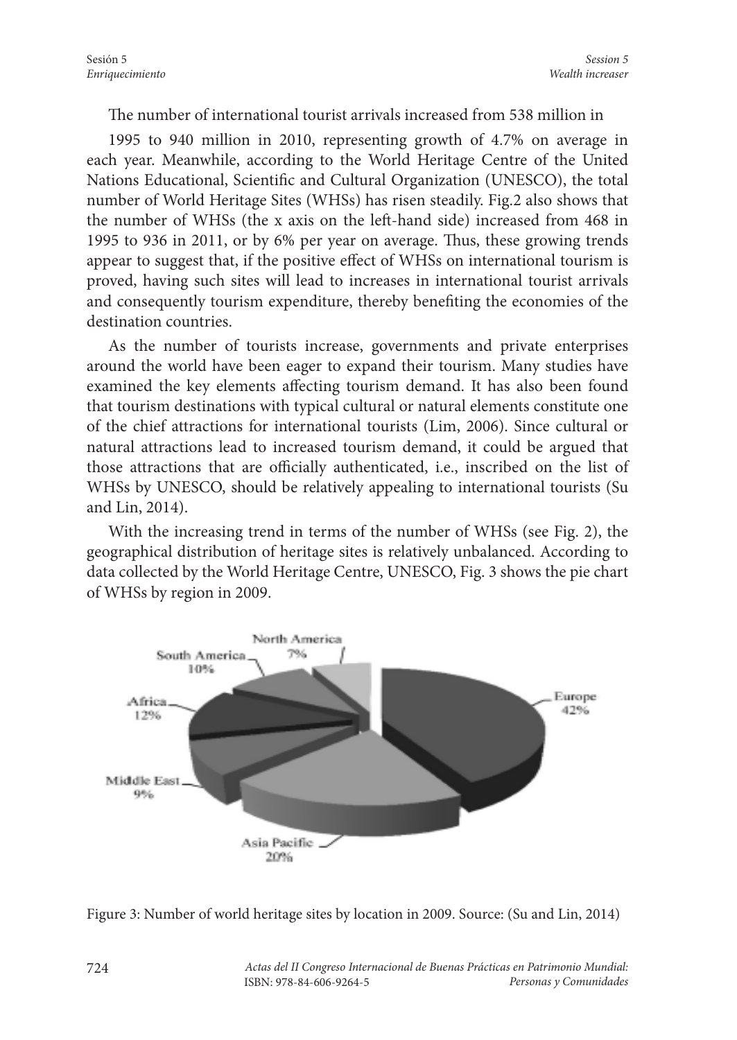The number of international tourist arrivals increased from 538 million in 1995 to 940 million in 2010, representing growth of 4.7% on average in each year. Meanwhile, according to the World Heritage Centre of the United Nations Educational, Scientific and Cultural Organization (UNESCO), the total number of World Heritage Sites (WHSs) has risen steadily. Fig.2 also shows that the number of WHSs (the x axis on the left-hand side) increased from 468 in 1995 to 936 in 2011, or by 6% per year on average. Thus, these growing trends appear to suggest that, if the positive effect of WHSs on international tourism is proved, having such sites will lead to increases in international tourist arrivals and consequently tourism expenditure, thereby benefiting the economies of the destination countries.

As the number of tourists increase, governments and private enterprises around the world have been eager to expand their tourism. Many studies have examined the key elements affecting tourism demand. It has also been found that tourism destinations with typical cultural or natural elements constitute one of the chief attractions for international tourists (Lim, 2006). Since cultural or natural attractions lead to increased tourism demand, it could be argued that those attractions that are officially authenticated, i.e., inscribed on the list of WHSs by UNESCO, should be relatively appealing to international tourists (Su and Lin, 2014).

With the increasing trend in terms of the number of WHSs (see Fig. 2), the geographical distribution of heritage sites is relatively unbalanced. According to data collected by the World Heritage Centre, UNESCO, Fig. 3 shows the pie chart of WHSs by region in 2009.

Figure 3: Number of world heritage sites by location in 2009. Source: (Su and Lin, 2014)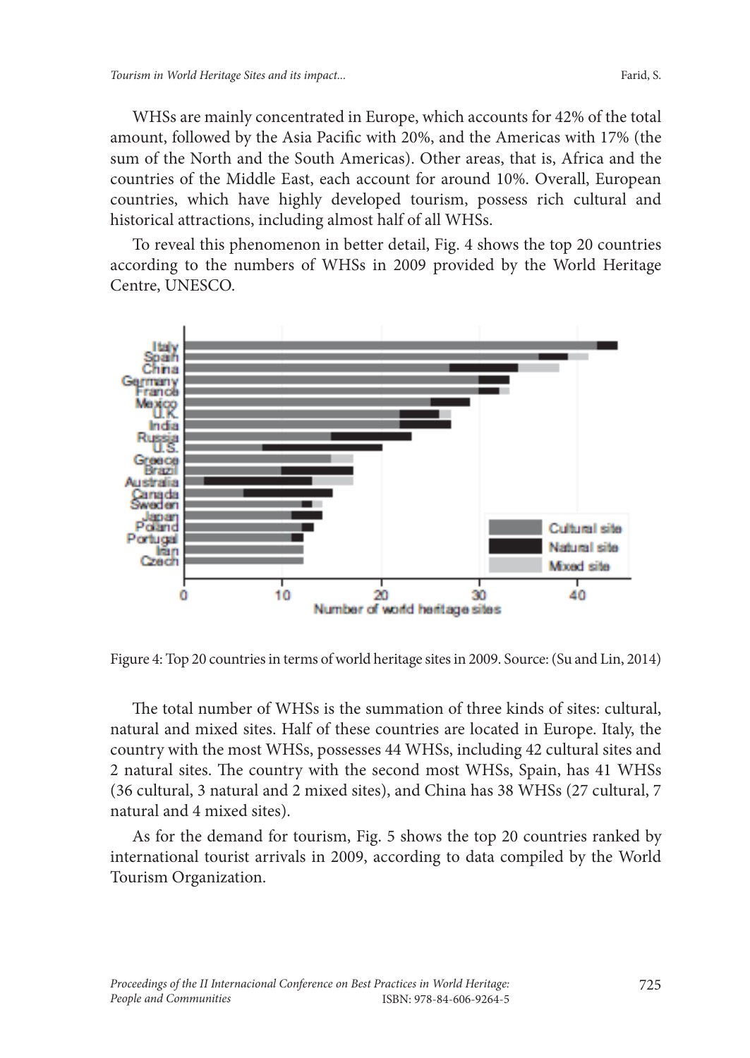WHSs are mainly concentrated in Europe, which accounts for 42% of the total amount, followed by the Asia Pacific with 20%, and the Americas with 17% (the sum of the North and the South Americas). Other areas, that is, Africa and the countries of the Middle East, each account for around 10%. Overall, European countries, which have highly developed tourism, possess rich cultural and historical attractions, including almost half of all WHSs.

To reveal this phenomenon in better detail, Fig. 4 shows the top 20 countries according to the numbers of WHSs in 2009 provided by the World Heritage Centre, UNESCO.

Figure 4: Top 20 countries in terms of world heritage sites in 2009. Source: (Su and Lin, 2014)

The total number of WHSs is the summation of three kinds of sites: cultural, natural and mixed sites. Half of these countries are located in Europe. Italy, the country with the most WHSs, possesses 44 WHSs, including 42 cultural sites and 2 natural sites. The country with the second most WHSs, Spain, has 41 WHSs (36 cultural, 3 natural and 2 mixed sites), and China has 38 WHSs (27 cultural, 7 natural and 4 mixed sites).

As for the demand for tourism, Fig. 5 shows the top 20 countries ranked by international tourist arrivals in 2009, according to data compiled by the World Tourism Organization.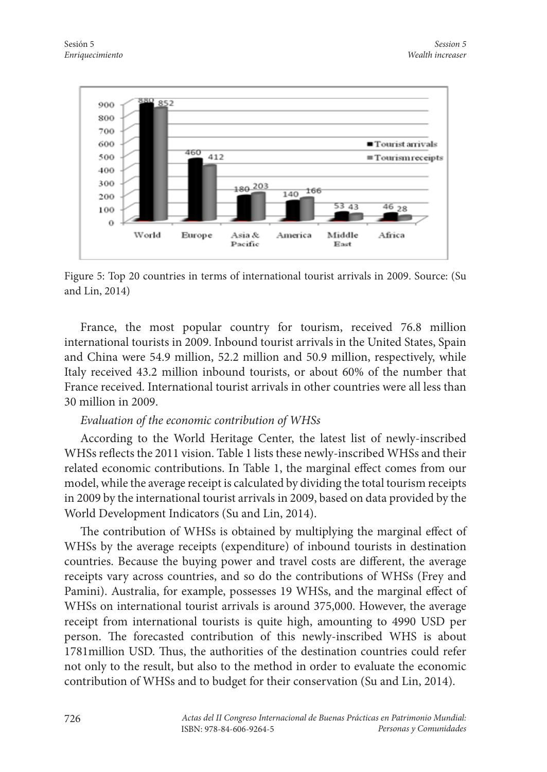Figure 5: Top 20 countries in terms of international tourist arrivals in 2009. Source: (Su and Lin, 2014)

France, the most popular country for tourism, received 76.8 million international tourists in 2009. Inbound tourist arrivals in the United States, Spain and China were 54.9 million, 52.2 million and 50.9 million, respectively, while Italy received 43.2 million inbound tourists, or about 60% of the number that France received. International tourist arrivals in other countries were all less than 30 million in 2009.

*Evaluation of the economic contribution of WHSs*

According to the World Heritage Center, the latest list of newly-inscribed WHSs reflects the 2011 vision. Table 1 lists these newly-inscribed WHSs and their related economic contributions. In Table 1, the marginal effect comes from our model, while the average receipt is calculated by dividing the total tourism receipts in 2009 by the international tourist arrivals in 2009, based on data provided by the World Development Indicators (Su and Lin, 2014).

The contribution of WHSs is obtained by multiplying the marginal effect of WHSs by the average receipts (expenditure) of inbound tourists in destination countries. Because the buying power and travel costs are different, the average receipts vary across countries, and so do the contributions of WHSs (Frey and Pamini). Australia, for example, possesses 19 WHSs, and the marginal effect of WHSs on international tourist arrivals is around 375,000. However, the average receipt from international tourists is quite high, amounting to 4990 USD per person. The forecasted contribution of this newly-inscribed WHS is about 1781million USD. Thus, the authorities of the destination countries could refer not only to the result, but also to the method in order to evaluate the economic contribution of WHSs and to budget for their conservation (Su and Lin, 2014).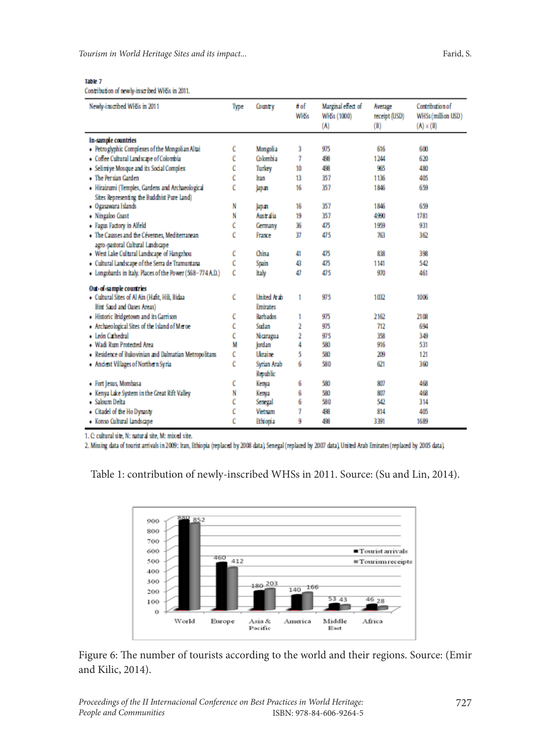**Table 7**
Contribution of newly-inscribed WHSs in 2011.

| Newly-inscribed WHSs in 2011 | Type | Country | # of WHSs | Marginal effect of WHSs (1000) (A) | Average receipt (USD) (B) | Contribution of WHSs (million USD) (A) × (B) |
|---|---|---|---|---|---|---|
| **In-sample countries** | | | | | | |
| • Petroglyphic Complexes of the Mongolian Altai | C | Mongolia | 3 | 975 | 616 | 600 |
| • Coffee Cultural Landscape of Colombia | C | Colombia | 7 | 498 | 1244 | 620 |
| • Selimiye Mosque and its Social Complex | C | Turkey | 10 | 498 | 965 | 480 |
| • The Persian Garden | C | Iran | 13 | 357 | 1136 | 405 |
| • Hiraizumi (Temples, Gardens and Archaeological Sites Representing the Buddhist Pure Land) | C | Japan | 16 | 357 | 1846 | 659 |
| • Ogasawara Islands | N | Japan | 16 | 357 | 1846 | 659 |
| • Ningaloo Coast | N | Australia | 19 | 357 | 4990 | 1781 |
| • Fagus Factory in Alfeld | C | Germany | 36 | 475 | 1959 | 931 |
| • The Causses and the Cévennes, Mediterranean agro-pastoral Cultural Landscape | C | France | 37 | 475 | 763 | 362 |
| • West Lake Cultural Landscape of Hangzhou | C | China | 41 | 475 | 838 | 398 |
| • Cultural Landscape of the Serra de Tramuntana | C | Spain | 43 | 475 | 1141 | 542 |
| • Longobards in Italy. Places of the Power (568–774 A.D.) | C | Italy | 47 | 475 | 970 | 461 |
| **Out-of-sample countries** | | | | | | |
| • Cultural Sites of Al Ain (Hafit, Hili, Bidaa Bint Saud and Oases Areas) | C | United Arab Emirates | 1 | 975 | 1032 | 1006 |
| • Historic Bridgetown and its Garrison | C | Barbados | 1 | 975 | 2162 | 2108 |
| • Archaeological Sites of the Island of Meroe | C | Sudan | 2 | 975 | 712 | 694 |
| • León Cathedral | C | Nicaragua | 2 | 975 | 358 | 349 |
| • Wadi Rum Protected Area | M | Jordan | 4 | 580 | 916 | 531 |
| • Residence of Bukovinian and Dalmatian Metropolitans | C | Ukraine | 5 | 580 | 209 | 121 |
| • Ancient Villages of Northern Syria | C | Syrian Arab Republic | 6 | 580 | 621 | 360 |
| • Fort Jesus, Mombasa | C | Kenya | 6 | 580 | 807 | 468 |
| • Kenya Lake System in the Great Rift Valley | N | Kenya | 6 | 580 | 807 | 468 |
| • Saloum Delta | C | Senegal | 6 | 580 | 542 | 314 |
| • Citadel of the Ho Dynasty | C | Vietnam | 7 | 498 | 814 | 405 |
| • Konso Cultural landscape | C | Ethiopia | 9 | 498 | 3391 | 1689 |

1. C: cultural site, N: natural site, M: mixed site.
2. Missing data of tourist arrivals in 2009: Iran, Ethiopia (replaced by 2008 data), Senegal (replaced by 2007 data), United Arab Emirates (replaced by 2005 data).

Table 1: contribution of newly-inscribed WHSs in 2011. Source: (Su and Lin, 2014).

| Region | Tourist arrivals | Tourism receipts |
|---|---|---|
| World | 880 | 852 |
| Europe | 460 | 412 |
| Asia & Pacific | 180 | 203 |
| America | 140 | 166 |
| Middle East | 53 | 43 |
| Africa | 46 | 28 |

Figure 6: The number of tourists according to the world and their regions. Source: (Emir and Kilic, 2014).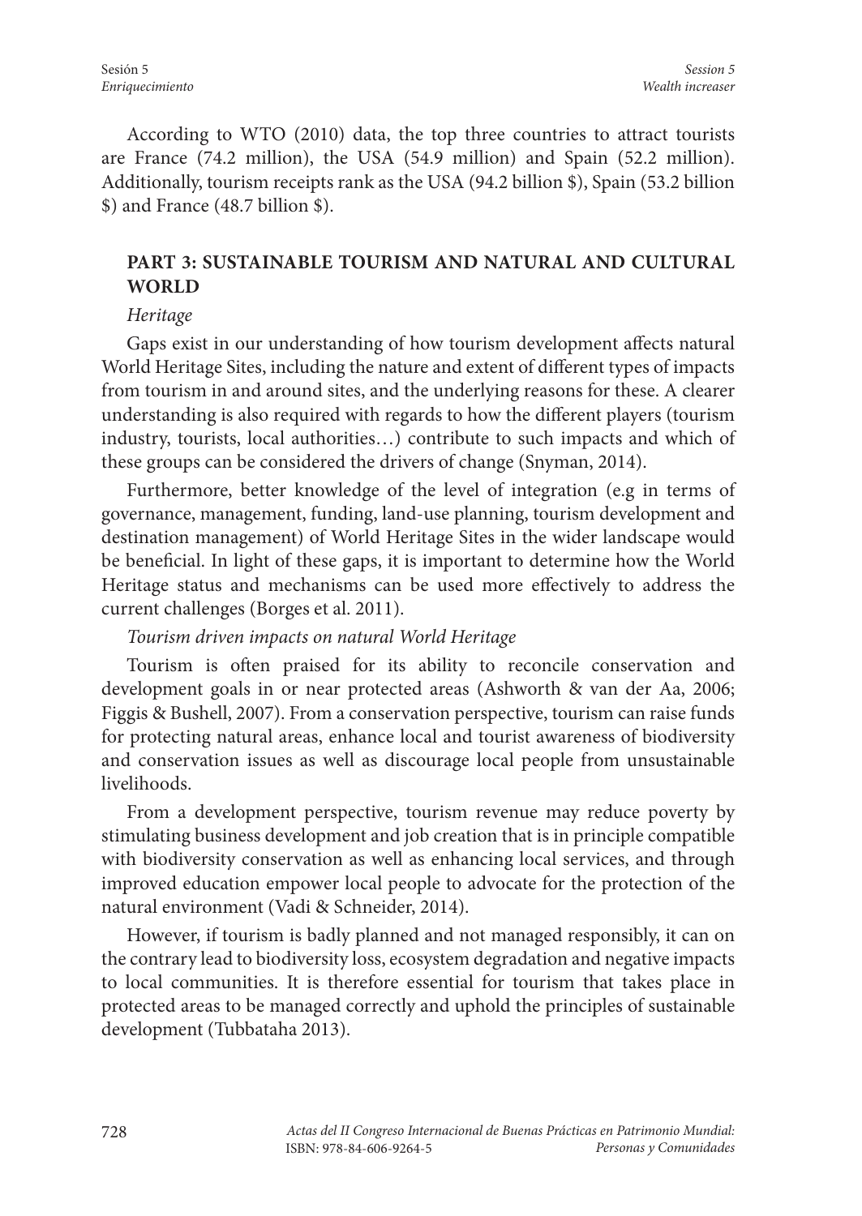According to WTO (2010) data, the top three countries to attract tourists are France (74.2 million), the USA (54.9 million) and Spain (52.2 million). Additionally, tourism receipts rank as the USA (94.2 billion $), Spain (53.2 billion $) and France (48.7 billion $).

## PART 3: SUSTAINABLE TOURISM AND NATURAL AND CULTURAL WORLD

*Heritage*

Gaps exist in our understanding of how tourism development affects natural World Heritage Sites, including the nature and extent of different types of impacts from tourism in and around sites, and the underlying reasons for these. A clearer understanding is also required with regards to how the different players (tourism industry, tourists, local authorities…) contribute to such impacts and which of these groups can be considered the drivers of change (Snyman, 2014).

Furthermore, better knowledge of the level of integration (e.g in terms of governance, management, funding, land-use planning, tourism development and destination management) of World Heritage Sites in the wider landscape would be beneficial. In light of these gaps, it is important to determine how the World Heritage status and mechanisms can be used more effectively to address the current challenges (Borges et al. 2011).

*Tourism driven impacts on natural World Heritage*

Tourism is often praised for its ability to reconcile conservation and development goals in or near protected areas (Ashworth & van der Aa, 2006; Figgis & Bushell, 2007). From a conservation perspective, tourism can raise funds for protecting natural areas, enhance local and tourist awareness of biodiversity and conservation issues as well as discourage local people from unsustainable livelihoods.

From a development perspective, tourism revenue may reduce poverty by stimulating business development and job creation that is in principle compatible with biodiversity conservation as well as enhancing local services, and through improved education empower local people to advocate for the protection of the natural environment (Vadi & Schneider, 2014).

However, if tourism is badly planned and not managed responsibly, it can on the contrary lead to biodiversity loss, ecosystem degradation and negative impacts to local communities. It is therefore essential for tourism that takes place in protected areas to be managed correctly and uphold the principles of sustainable development (Tubbataha 2013).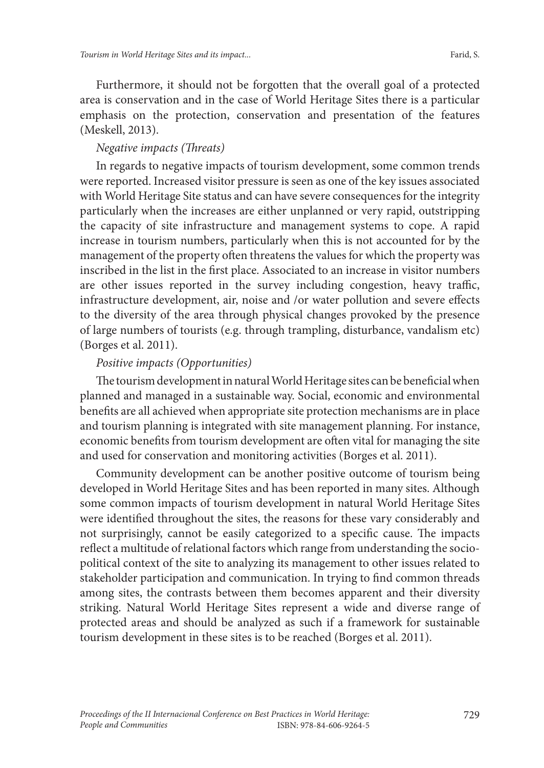Furthermore, it should not be forgotten that the overall goal of a protected area is conservation and in the case of World Heritage Sites there is a particular emphasis on the protection, conservation and presentation of the features (Meskell, 2013).

*Negative impacts (Threats)*

In regards to negative impacts of tourism development, some common trends were reported. Increased visitor pressure is seen as one of the key issues associated with World Heritage Site status and can have severe consequences for the integrity particularly when the increases are either unplanned or very rapid, outstripping the capacity of site infrastructure and management systems to cope. A rapid increase in tourism numbers, particularly when this is not accounted for by the management of the property often threatens the values for which the property was inscribed in the list in the first place. Associated to an increase in visitor numbers are other issues reported in the survey including congestion, heavy traffic, infrastructure development, air, noise and /or water pollution and severe effects to the diversity of the area through physical changes provoked by the presence of large numbers of tourists (e.g. through trampling, disturbance, vandalism etc) (Borges et al. 2011).

*Positive impacts (Opportunities)*

The tourism development in natural World Heritage sites can be beneficial when planned and managed in a sustainable way. Social, economic and environmental benefits are all achieved when appropriate site protection mechanisms are in place and tourism planning is integrated with site management planning. For instance, economic benefits from tourism development are often vital for managing the site and used for conservation and monitoring activities (Borges et al. 2011).

Community development can be another positive outcome of tourism being developed in World Heritage Sites and has been reported in many sites. Although some common impacts of tourism development in natural World Heritage Sites were identified throughout the sites, the reasons for these vary considerably and not surprisingly, cannot be easily categorized to a specific cause. The impacts reflect a multitude of relational factors which range from understanding the socio-political context of the site to analyzing its management to other issues related to stakeholder participation and communication. In trying to find common threads among sites, the contrasts between them becomes apparent and their diversity striking. Natural World Heritage Sites represent a wide and diverse range of protected areas and should be analyzed as such if a framework for sustainable tourism development in these sites is to be reached (Borges et al. 2011).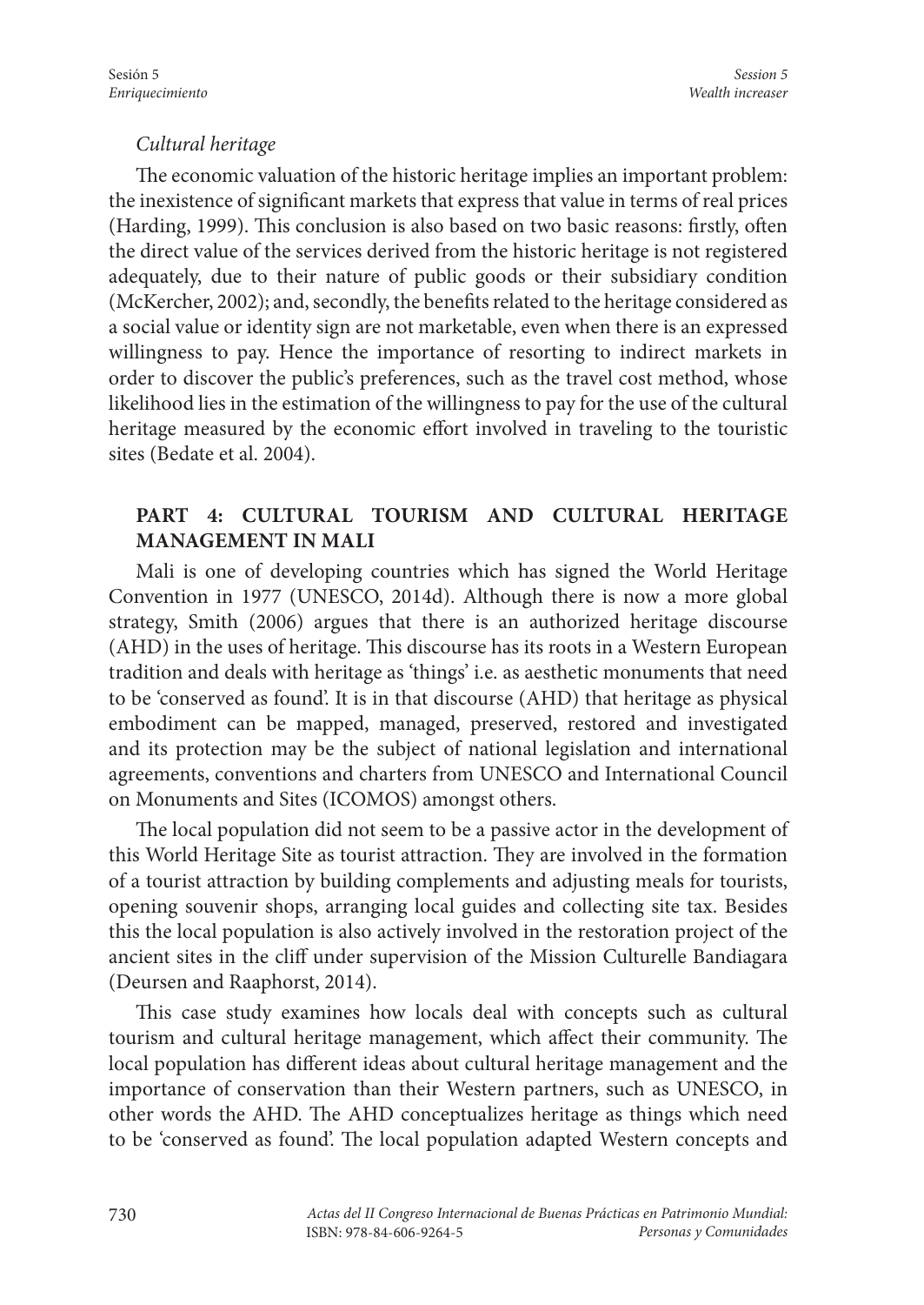*Cultural heritage*

The economic valuation of the historic heritage implies an important problem: the inexistence of significant markets that express that value in terms of real prices (Harding, 1999). This conclusion is also based on two basic reasons: firstly, often the direct value of the services derived from the historic heritage is not registered adequately, due to their nature of public goods or their subsidiary condition (McKercher, 2002); and, secondly, the benefits related to the heritage considered as a social value or identity sign are not marketable, even when there is an expressed willingness to pay. Hence the importance of resorting to indirect markets in order to discover the public's preferences, such as the travel cost method, whose likelihood lies in the estimation of the willingness to pay for the use of the cultural heritage measured by the economic effort involved in traveling to the touristic sites (Bedate et al. 2004).

## PART 4: CULTURAL TOURISM AND CULTURAL HERITAGE MANAGEMENT IN MALI

Mali is one of developing countries which has signed the World Heritage Convention in 1977 (UNESCO, 2014d). Although there is now a more global strategy, Smith (2006) argues that there is an authorized heritage discourse (AHD) in the uses of heritage. This discourse has its roots in a Western European tradition and deals with heritage as 'things' i.e. as aesthetic monuments that need to be 'conserved as found'. It is in that discourse (AHD) that heritage as physical embodiment can be mapped, managed, preserved, restored and investigated and its protection may be the subject of national legislation and international agreements, conventions and charters from UNESCO and International Council on Monuments and Sites (ICOMOS) amongst others.

The local population did not seem to be a passive actor in the development of this World Heritage Site as tourist attraction. They are involved in the formation of a tourist attraction by building complements and adjusting meals for tourists, opening souvenir shops, arranging local guides and collecting site tax. Besides this the local population is also actively involved in the restoration project of the ancient sites in the cliff under supervision of the Mission Culturelle Bandiagara (Deursen and Raaphorst, 2014).

This case study examines how locals deal with concepts such as cultural tourism and cultural heritage management, which affect their community. The local population has different ideas about cultural heritage management and the importance of conservation than their Western partners, such as UNESCO, in other words the AHD. The AHD conceptualizes heritage as things which need to be 'conserved as found'. The local population adapted Western concepts and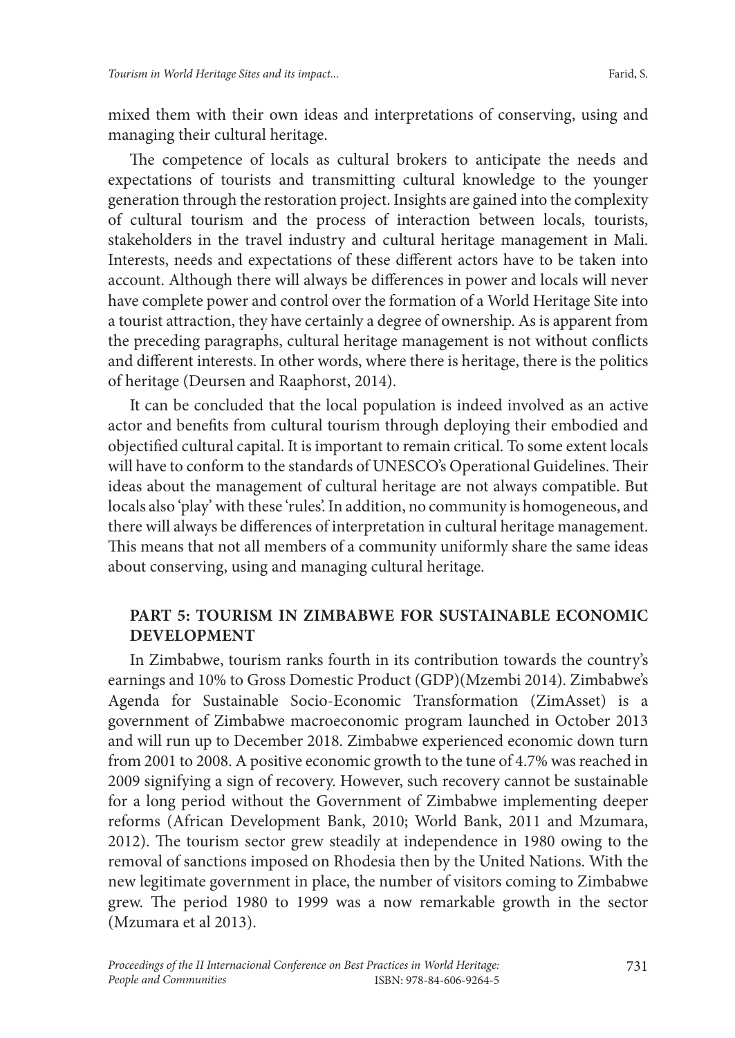mixed them with their own ideas and interpretations of conserving, using and managing their cultural heritage.

The competence of locals as cultural brokers to anticipate the needs and expectations of tourists and transmitting cultural knowledge to the younger generation through the restoration project. Insights are gained into the complexity of cultural tourism and the process of interaction between locals, tourists, stakeholders in the travel industry and cultural heritage management in Mali. Interests, needs and expectations of these different actors have to be taken into account. Although there will always be differences in power and locals will never have complete power and control over the formation of a World Heritage Site into a tourist attraction, they have certainly a degree of ownership. As is apparent from the preceding paragraphs, cultural heritage management is not without conflicts and different interests. In other words, where there is heritage, there is the politics of heritage (Deursen and Raaphorst, 2014).

It can be concluded that the local population is indeed involved as an active actor and benefits from cultural tourism through deploying their embodied and objectified cultural capital. It is important to remain critical. To some extent locals will have to conform to the standards of UNESCO's Operational Guidelines. Their ideas about the management of cultural heritage are not always compatible. But locals also 'play' with these 'rules'. In addition, no community is homogeneous, and there will always be differences of interpretation in cultural heritage management. This means that not all members of a community uniformly share the same ideas about conserving, using and managing cultural heritage.

## PART 5: TOURISM IN ZIMBABWE FOR SUSTAINABLE ECONOMIC DEVELOPMENT

In Zimbabwe, tourism ranks fourth in its contribution towards the country's earnings and 10% to Gross Domestic Product (GDP)(Mzembi 2014). Zimbabwe's Agenda for Sustainable Socio-Economic Transformation (ZimAsset) is a government of Zimbabwe macroeconomic program launched in October 2013 and will run up to December 2018. Zimbabwe experienced economic down turn from 2001 to 2008. A positive economic growth to the tune of 4.7% was reached in 2009 signifying a sign of recovery. However, such recovery cannot be sustainable for a long period without the Government of Zimbabwe implementing deeper reforms (African Development Bank, 2010; World Bank, 2011 and Mzumara, 2012). The tourism sector grew steadily at independence in 1980 owing to the removal of sanctions imposed on Rhodesia then by the United Nations. With the new legitimate government in place, the number of visitors coming to Zimbabwe grew. The period 1980 to 1999 was a now remarkable growth in the sector (Mzumara et al 2013).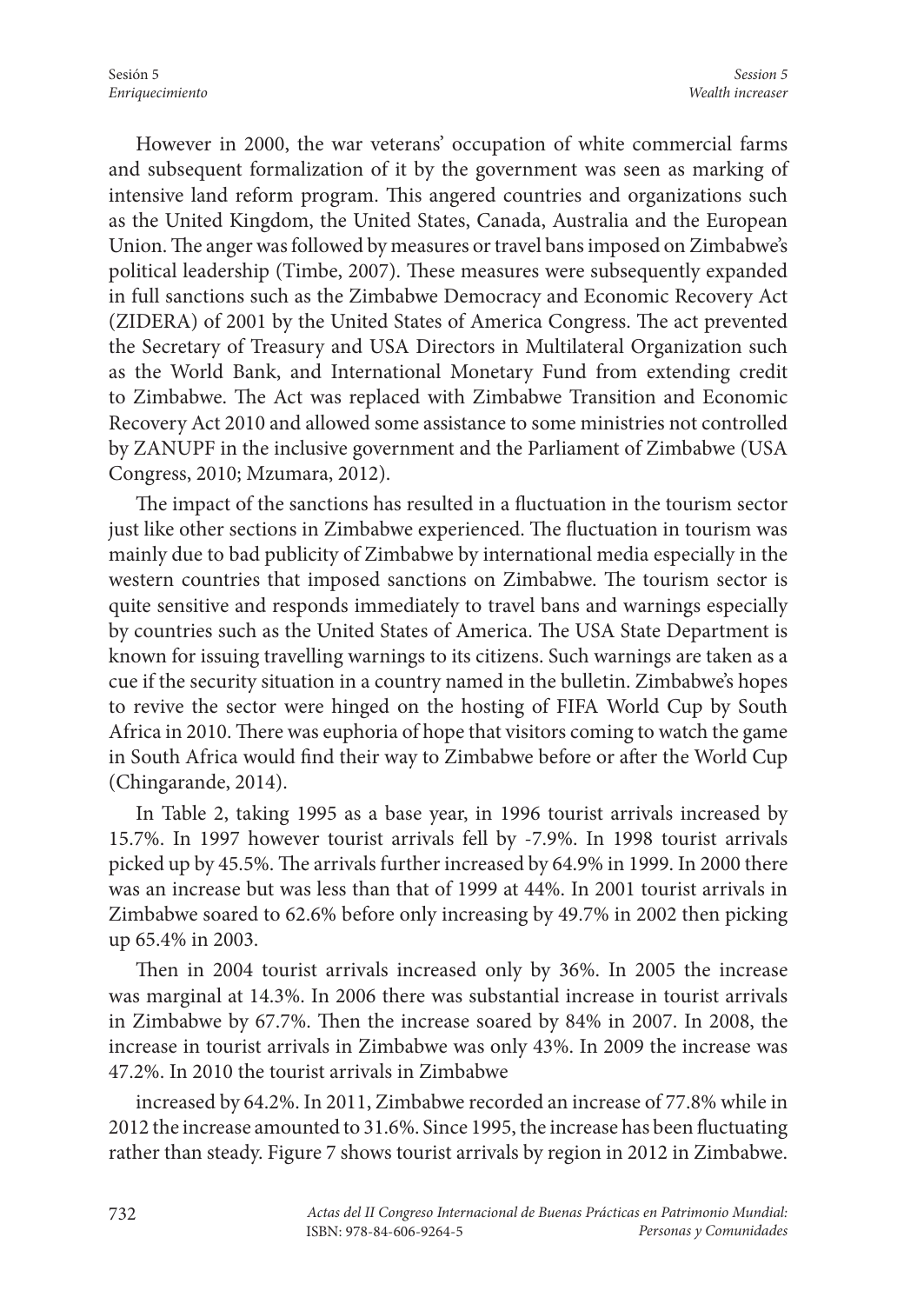However in 2000, the war veterans' occupation of white commercial farms and subsequent formalization of it by the government was seen as marking of intensive land reform program. This angered countries and organizations such as the United Kingdom, the United States, Canada, Australia and the European Union. The anger was followed by measures or travel bans imposed on Zimbabwe's political leadership (Timbe, 2007). These measures were subsequently expanded in full sanctions such as the Zimbabwe Democracy and Economic Recovery Act (ZIDERA) of 2001 by the United States of America Congress. The act prevented the Secretary of Treasury and USA Directors in Multilateral Organization such as the World Bank, and International Monetary Fund from extending credit to Zimbabwe. The Act was replaced with Zimbabwe Transition and Economic Recovery Act 2010 and allowed some assistance to some ministries not controlled by ZANUPF in the inclusive government and the Parliament of Zimbabwe (USA Congress, 2010; Mzumara, 2012).

The impact of the sanctions has resulted in a fluctuation in the tourism sector just like other sections in Zimbabwe experienced. The fluctuation in tourism was mainly due to bad publicity of Zimbabwe by international media especially in the western countries that imposed sanctions on Zimbabwe. The tourism sector is quite sensitive and responds immediately to travel bans and warnings especially by countries such as the United States of America. The USA State Department is known for issuing travelling warnings to its citizens. Such warnings are taken as a cue if the security situation in a country named in the bulletin. Zimbabwe's hopes to revive the sector were hinged on the hosting of FIFA World Cup by South Africa in 2010. There was euphoria of hope that visitors coming to watch the game in South Africa would find their way to Zimbabwe before or after the World Cup (Chingarande, 2014).

In Table 2, taking 1995 as a base year, in 1996 tourist arrivals increased by 15.7%. In 1997 however tourist arrivals fell by -7.9%. In 1998 tourist arrivals picked up by 45.5%. The arrivals further increased by 64.9% in 1999. In 2000 there was an increase but was less than that of 1999 at 44%. In 2001 tourist arrivals in Zimbabwe soared to 62.6% before only increasing by 49.7% in 2002 then picking up 65.4% in 2003.

Then in 2004 tourist arrivals increased only by 36%. In 2005 the increase was marginal at 14.3%. In 2006 there was substantial increase in tourist arrivals in Zimbabwe by 67.7%. Then the increase soared by 84% in 2007. In 2008, the increase in tourist arrivals in Zimbabwe was only 43%. In 2009 the increase was 47.2%. In 2010 the tourist arrivals in Zimbabwe increased by 64.2%. In 2011, Zimbabwe recorded an increase of 77.8% while in 2012 the increase amounted to 31.6%. Since 1995, the increase has been fluctuating rather than steady. Figure 7 shows tourist arrivals by region in 2012 in Zimbabwe.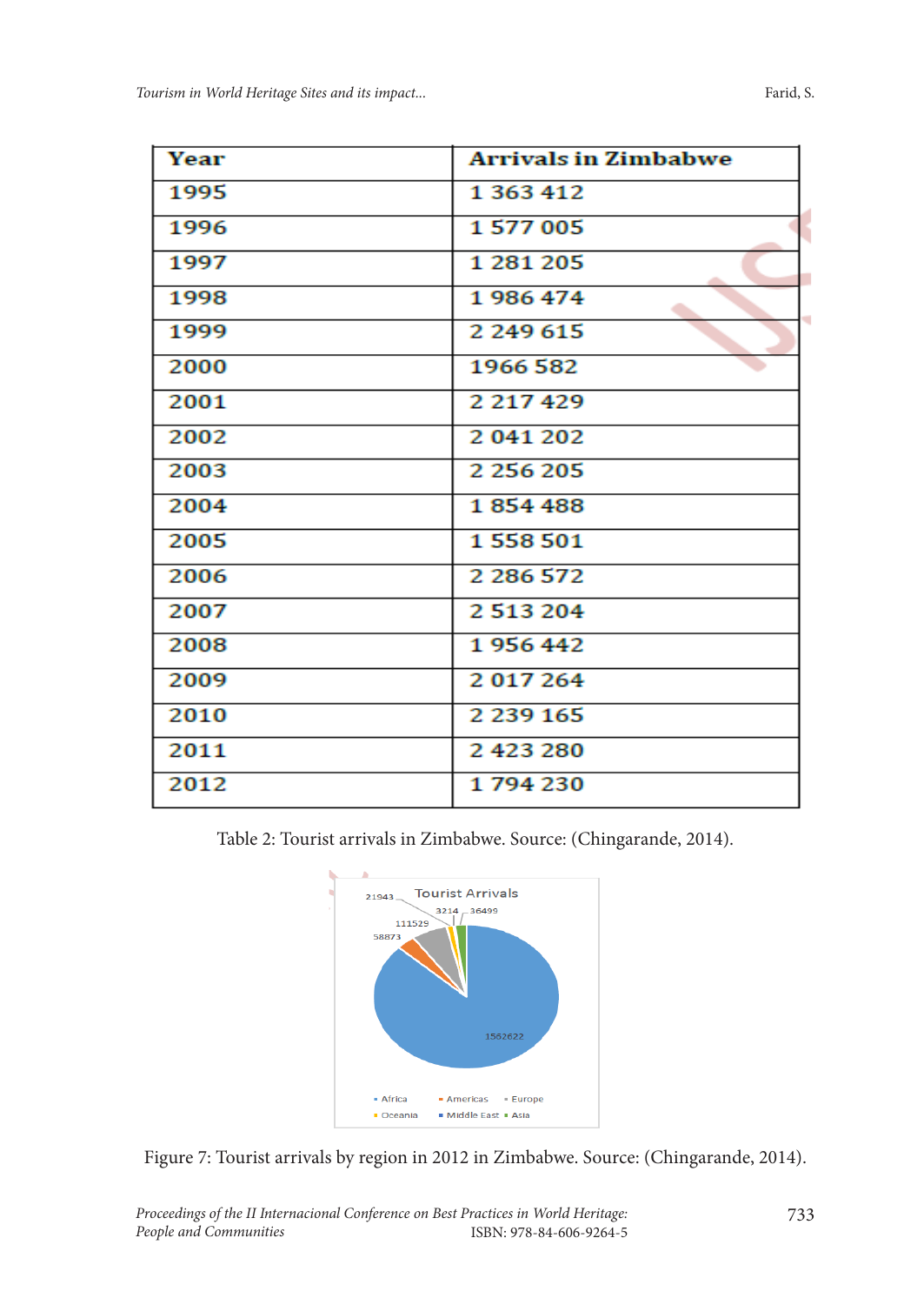| Year | Arrivals in Zimbabwe |
|---|---|
| 1995 | 1 363 412 |
| 1996 | 1 577 005 |
| 1997 | 1 281 205 |
| 1998 | 1 986 474 |
| 1999 | 2 249 615 |
| 2000 | 1966 582 |
| 2001 | 2 217 429 |
| 2002 | 2 041 202 |
| 2003 | 2 256 205 |
| 2004 | 1 854 488 |
| 2005 | 1 558 501 |
| 2006 | 2 286 572 |
| 2007 | 2 513 204 |
| 2008 | 1 956 442 |
| 2009 | 2 017 264 |
| 2010 | 2 239 165 |
| 2011 | 2 423 280 |
| 2012 | 1 794 230 |

Table 2: Tourist arrivals in Zimbabwe. Source: (Chingarande, 2014).

Figure 7: Tourist arrivals by region in 2012 in Zimbabwe. Source: (Chingarande, 2014).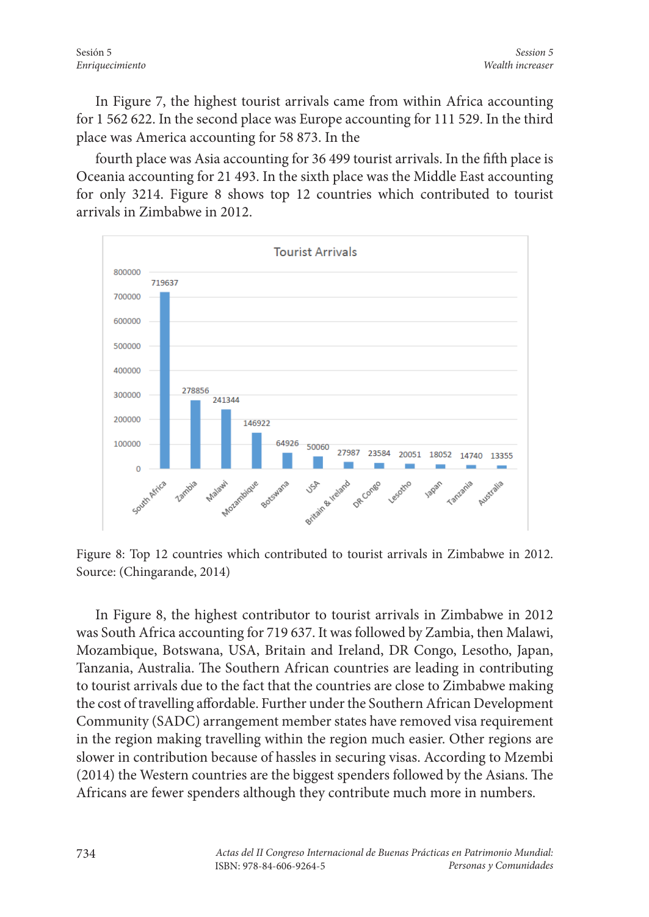In Figure 7, the highest tourist arrivals came from within Africa accounting for 1 562 622. In the second place was Europe accounting for 111 529. In the third place was America accounting for 58 873. In the

fourth place was Asia accounting for 36 499 tourist arrivals. In the fifth place is Oceania accounting for 21 493. In the sixth place was the Middle East accounting for only 3214. Figure 8 shows top 12 countries which contributed to tourist arrivals in Zimbabwe in 2012.

**Tourist Arrivals**

| Country | Tourist Arrivals |
|---|---|
| South Africa | 719637 |
| Zambia | 278856 |
| Malawi | 241344 |
| Mozambique | 146922 |
| Botswana | 64926 |
| USA | 50060 |
| Britain & Ireland | 27987 |
| DR Congo | 23584 |
| Lesotho | 20051 |
| Japan | 18052 |
| Tanzania | 14740 |
| Australia | 13355 |

Figure 8: Top 12 countries which contributed to tourist arrivals in Zimbabwe in 2012. Source: (Chingarande, 2014)

In Figure 8, the highest contributor to tourist arrivals in Zimbabwe in 2012 was South Africa accounting for 719 637. It was followed by Zambia, then Malawi, Mozambique, Botswana, USA, Britain and Ireland, DR Congo, Lesotho, Japan, Tanzania, Australia. The Southern African countries are leading in contributing to tourist arrivals due to the fact that the countries are close to Zimbabwe making the cost of travelling affordable. Further under the Southern African Development Community (SADC) arrangement member states have removed visa requirement in the region making travelling within the region much easier. Other regions are slower in contribution because of hassles in securing visas. According to Mzembi (2014) the Western countries are the biggest spenders followed by the Asians. The Africans are fewer spenders although they contribute much more in numbers.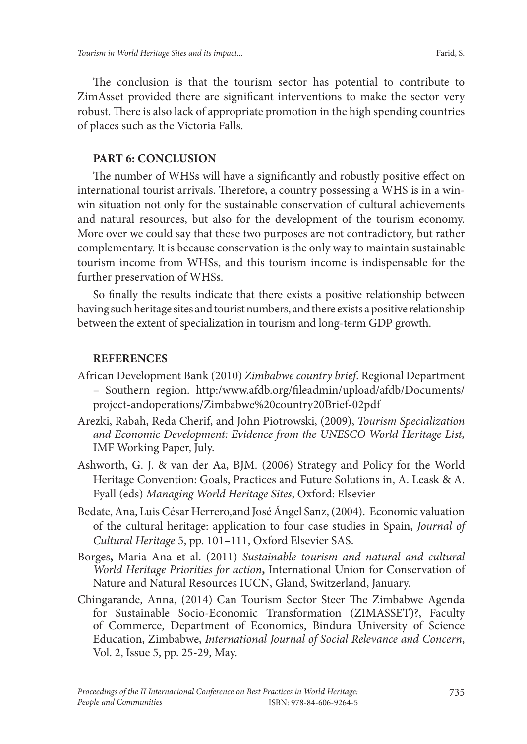The conclusion is that the tourism sector has potential to contribute to ZimAsset provided there are significant interventions to make the sector very robust. There is also lack of appropriate promotion in the high spending countries of places such as the Victoria Falls.

## PART 6: CONCLUSION

The number of WHSs will have a significantly and robustly positive effect on international tourist arrivals. Therefore, a country possessing a WHS is in a win-win situation not only for the sustainable conservation of cultural achievements and natural resources, but also for the development of the tourism economy. More over we could say that these two purposes are not contradictory, but rather complementary. It is because conservation is the only way to maintain sustainable tourism income from WHSs, and this tourism income is indispensable for the further preservation of WHSs.

So finally the results indicate that there exists a positive relationship between having such heritage sites and tourist numbers, and there exists a positive relationship between the extent of specialization in tourism and long-term GDP growth.

## REFERENCES

African Development Bank (2010) *Zimbabwe country brief*. Regional Department – Southern region. http:/www.afdb.org/fileadmin/upload/afdb/Documents/project-andoperations/Zimbabwe%20country20Brief-02pdf

Arezki, Rabah, Reda Cherif, and John Piotrowski, (2009), *Tourism Specialization and Economic Development: Evidence from the UNESCO World Heritage List,* IMF Working Paper, July.

Ashworth, G. J. & van der Aa, BJM. (2006) Strategy and Policy for the World Heritage Convention: Goals, Practices and Future Solutions in, A. Leask & A. Fyall (eds) *Managing World Heritage Sites*, Oxford: Elsevier

Bedate, Ana, Luis César Herrero,and José Ángel Sanz, (2004). Economic valuation of the cultural heritage: application to four case studies in Spain, *Journal of Cultural Heritage* 5, pp. 101–111, Oxford Elsevier SAS.

Borges**,** Maria Ana et al. (2011) *Sustainable tourism and natural and cultural World Heritage Priorities for action***,** International Union for Conservation of Nature and Natural Resources IUCN, Gland, Switzerland, January.

Chingarande, Anna, (2014) Can Tourism Sector Steer The Zimbabwe Agenda for Sustainable Socio-Economic Transformation (ZIMASSET)?, Faculty of Commerce, Department of Economics, Bindura University of Science Education, Zimbabwe, *International Journal of Social Relevance and Concern*, Vol. 2, Issue 5, pp. 25-29, May.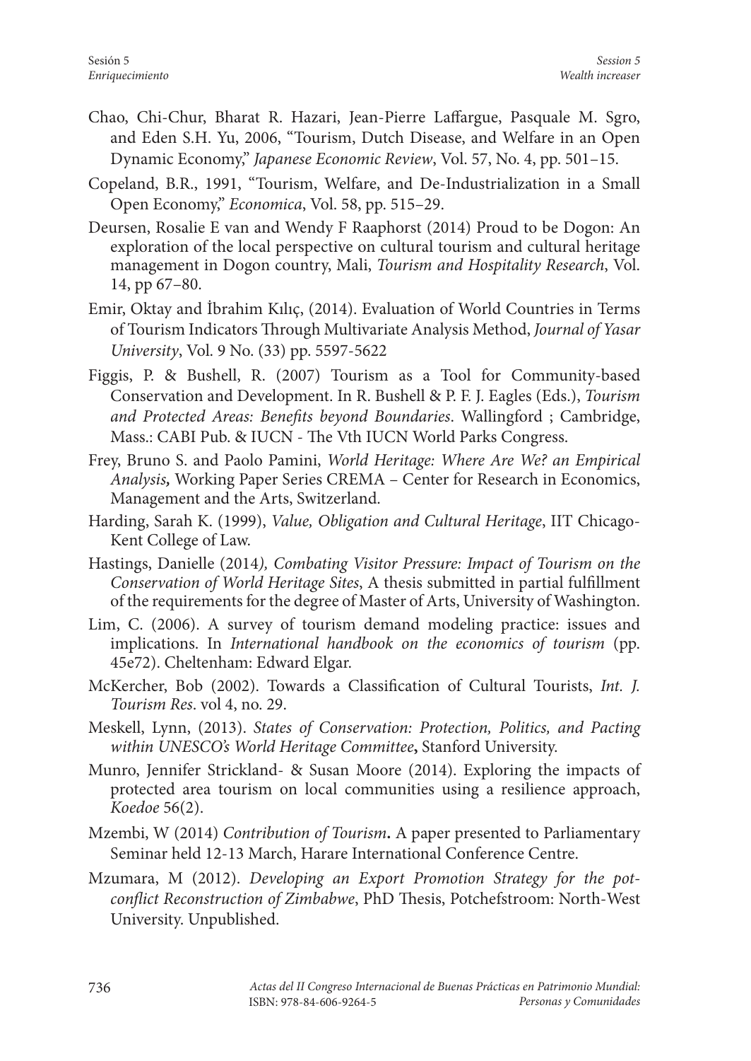Chao, Chi-Chur, Bharat R. Hazari, Jean-Pierre Laffargue, Pasquale M. Sgro, and Eden S.H. Yu, 2006, "Tourism, Dutch Disease, and Welfare in an Open Dynamic Economy," *Japanese Economic Review*, Vol. 57, No. 4, pp. 501–15.

Copeland, B.R., 1991, "Tourism, Welfare, and De-Industrialization in a Small Open Economy," *Economica*, Vol. 58, pp. 515–29.

Deursen, Rosalie E van and Wendy F Raaphorst (2014) Proud to be Dogon: An exploration of the local perspective on cultural tourism and cultural heritage management in Dogon country, Mali, *Tourism and Hospitality Research*, Vol. 14, pp 67–80.

Emir, Oktay and İbrahim Kılıç, (2014). Evaluation of World Countries in Terms of Tourism Indicators Through Multivariate Analysis Method, *Journal of Yasar University*, Vol. 9 No. (33) pp. 5597-5622

Figgis, P. & Bushell, R. (2007) Tourism as a Tool for Community-based Conservation and Development. In R. Bushell & P. F. J. Eagles (Eds.), *Tourism and Protected Areas: Benefits beyond Boundaries*. Wallingford ; Cambridge, Mass.: CABI Pub. & IUCN - The Vth IUCN World Parks Congress.

Frey, Bruno S. and Paolo Pamini, *World Heritage: Where Are We? an Empirical Analysis,* Working Paper Series CREMA – Center for Research in Economics, Management and the Arts, Switzerland.

Harding, Sarah K. (1999), *Value, Obligation and Cultural Heritage*, IIT Chicago-Kent College of Law.

Hastings, Danielle (2014*), Combating Visitor Pressure: Impact of Tourism on the Conservation of World Heritage Sites*, A thesis submitted in partial fulfillment of the requirements for the degree of Master of Arts, University of Washington.

Lim, C. (2006). A survey of tourism demand modeling practice: issues and implications. In *International handbook on the economics of tourism* (pp. 45e72). Cheltenham: Edward Elgar.

McKercher, Bob (2002). Towards a Classification of Cultural Tourists, *Int. J. Tourism Res*. vol 4, no. 29.

Meskell, Lynn, (2013). *States of Conservation: Protection, Politics, and Pacting within UNESCO's World Heritage Committee***,** Stanford University.

Munro, Jennifer Strickland- & Susan Moore (2014). Exploring the impacts of protected area tourism on local communities using a resilience approach, *Koedoe* 56(2).

Mzembi, W (2014) *Contribution of Tourism***.** A paper presented to Parliamentary Seminar held 12-13 March, Harare International Conference Centre.

Mzumara, M (2012). *Developing an Export Promotion Strategy for the pot-conflict Reconstruction of Zimbabwe*, PhD Thesis, Potchefstroom: North-West University. Unpublished.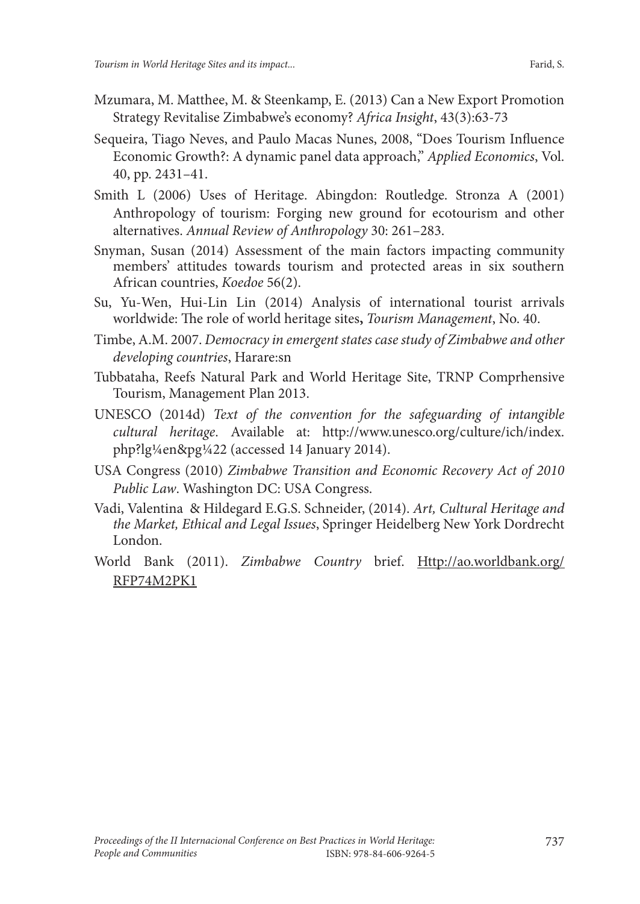Mzumara, M. Matthee, M. & Steenkamp, E. (2013) Can a New Export Promotion Strategy Revitalise Zimbabwe's economy? *Africa Insight*, 43(3):63-73

Sequeira, Tiago Neves, and Paulo Macas Nunes, 2008, "Does Tourism Influence Economic Growth?: A dynamic panel data approach," *Applied Economics*, Vol. 40, pp. 2431–41.

Smith L (2006) Uses of Heritage. Abingdon: Routledge. Stronza A (2001) Anthropology of tourism: Forging new ground for ecotourism and other alternatives. *Annual Review of Anthropology* 30: 261–283.

Snyman, Susan (2014) Assessment of the main factors impacting community members' attitudes towards tourism and protected areas in six southern African countries, *Koedoe* 56(2).

Su, Yu-Wen, Hui-Lin Lin (2014) Analysis of international tourist arrivals worldwide: The role of world heritage sites**,** *Tourism Management*, No. 40.

Timbe, A.M. 2007. *Democracy in emergent states case study of Zimbabwe and other developing countries*, Harare:sn

Tubbataha, Reefs Natural Park and World Heritage Site, TRNP Comprhensive Tourism, Management Plan 2013.

UNESCO (2014d) *Text of the convention for the safeguarding of intangible cultural heritage*. Available at: http://www.unesco.org/culture/ich/index.php?lg¼en&pg¼22 (accessed 14 January 2014).

USA Congress (2010) *Zimbabwe Transition and Economic Recovery Act of 2010 Public Law*. Washington DC: USA Congress.

Vadi, Valentina & Hildegard E.G.S. Schneider, (2014). *Art, Cultural Heritage and the Market, Ethical and Legal Issues*, Springer Heidelberg New York Dordrecht London.

World Bank (2011). *Zimbabwe Country* brief. Http://ao.worldbank.org/RFP74M2PK1